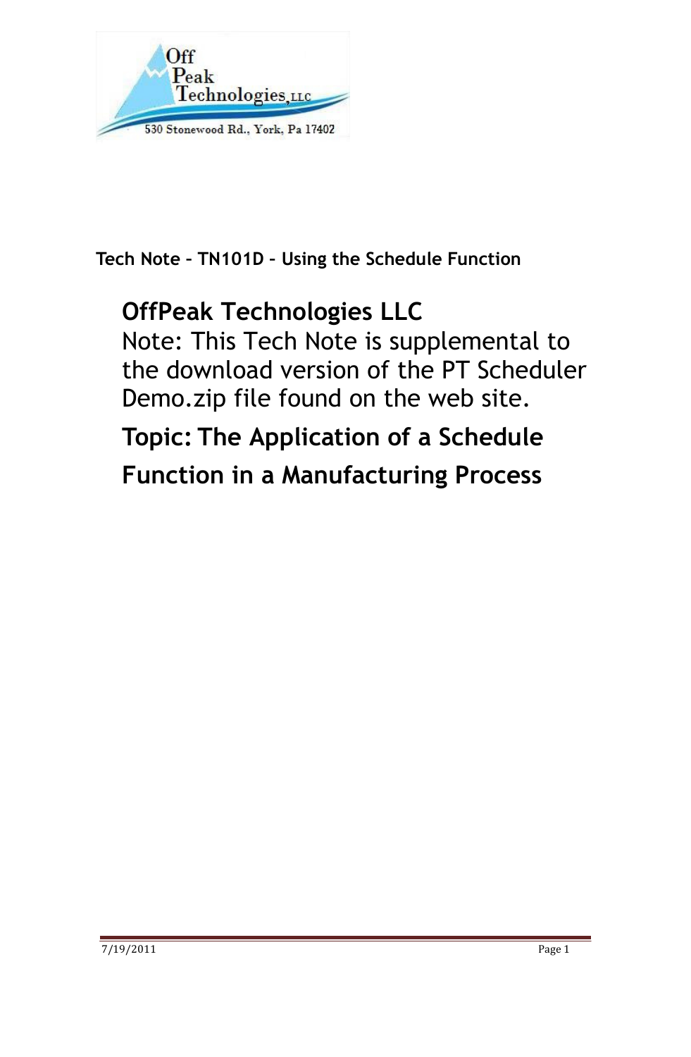Off Peak Technologies, LLC
530 Stonewood Rd., York, Pa 17402

**Tech Note – TN101D – Using the Schedule Function**

## OffPeak Technologies LLC

Note: This Tech Note is supplemental to the download version of the PT Scheduler Demo.zip file found on the web site.

## Topic: The Application of a Schedule Function in a Manufacturing Process

7/19/2011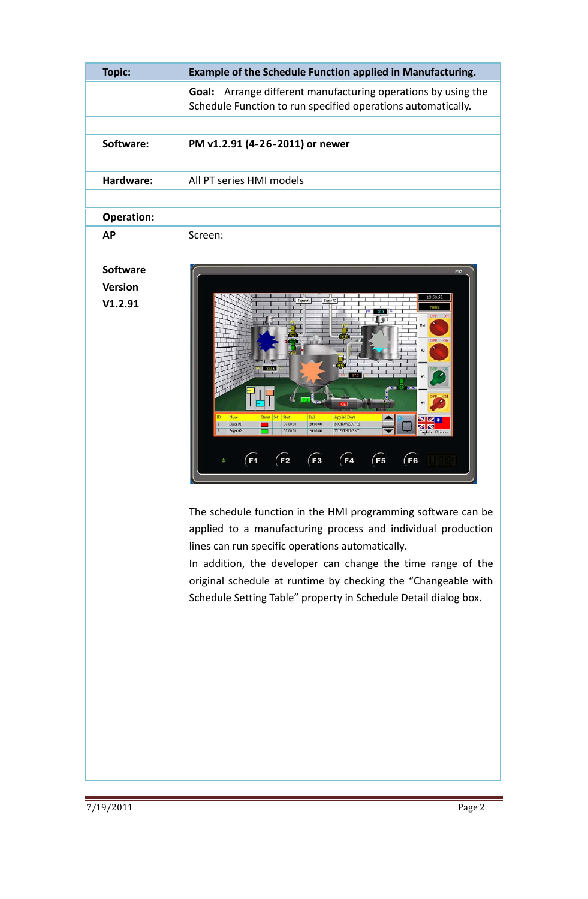| Topic: | Example of the Schedule Function applied in Manufacturing. |
|---|---|
| | **Goal:** Arrange different manufacturing operations by using the Schedule Function to run specified operations automatically. |
| | |
| **Software:** | **PM v1.2.91 (4-26-2011) or newer** |
| | |
| **Hardware:** | All PT series HMI models |
| | |
| **Operation:** | |
| **AP** | Screen: |
| **Software Version V1.2.91** | |

The schedule function in the HMI programming software can be applied to a manufacturing process and individual production lines can run specific operations automatically.

In addition, the developer can change the time range of the original schedule at runtime by checking the "Changeable with Schedule Setting Table" property in Schedule Detail dialog box.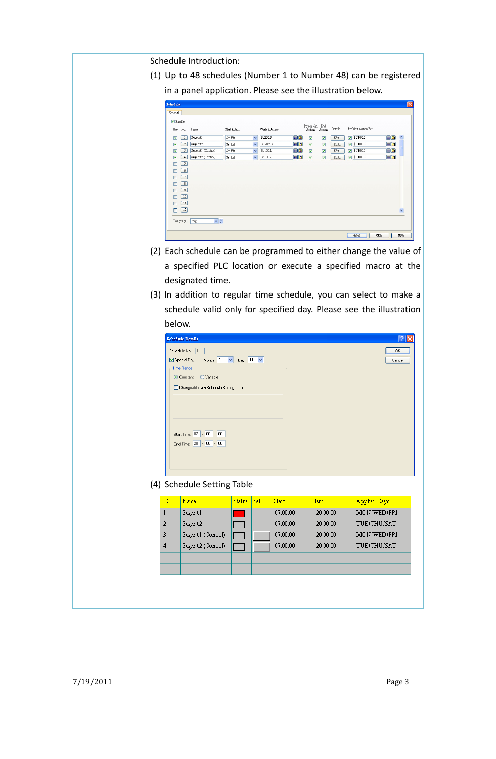Schedule Introduction:

(1) Up to 48 schedules (Number 1 to Number 48) can be registered in a panel application. Please see the illustration below.

(2) Each schedule can be programmed to either change the value of a specified PLC location or execute a specified macro at the designated time.

(3) In addition to regular time schedule, you can select to make a schedule valid only for specified day. Please see the illustration below.

(4) Schedule Setting Table

| ID | Name | Status | Set | Start | End | Applied Days |
|---|---|---|---|---|---|---|
| 1 | Suger #1 | | | 07:00:00 | 20:00:00 | MON/WED/FRI |
| 2 | Suger #2 | | | 07:00:00 | 20:00:00 | TUE/THU/SAT |
| 3 | Suger #1 (Control) | | | 07:00:00 | 20:00:00 | MON/WED/FRI |
| 4 | Suger #2 (Control) | | | 07:00:00 | 20:00:00 | TUE/THU/SAT |
| | | | | | | |
| | | | | | | |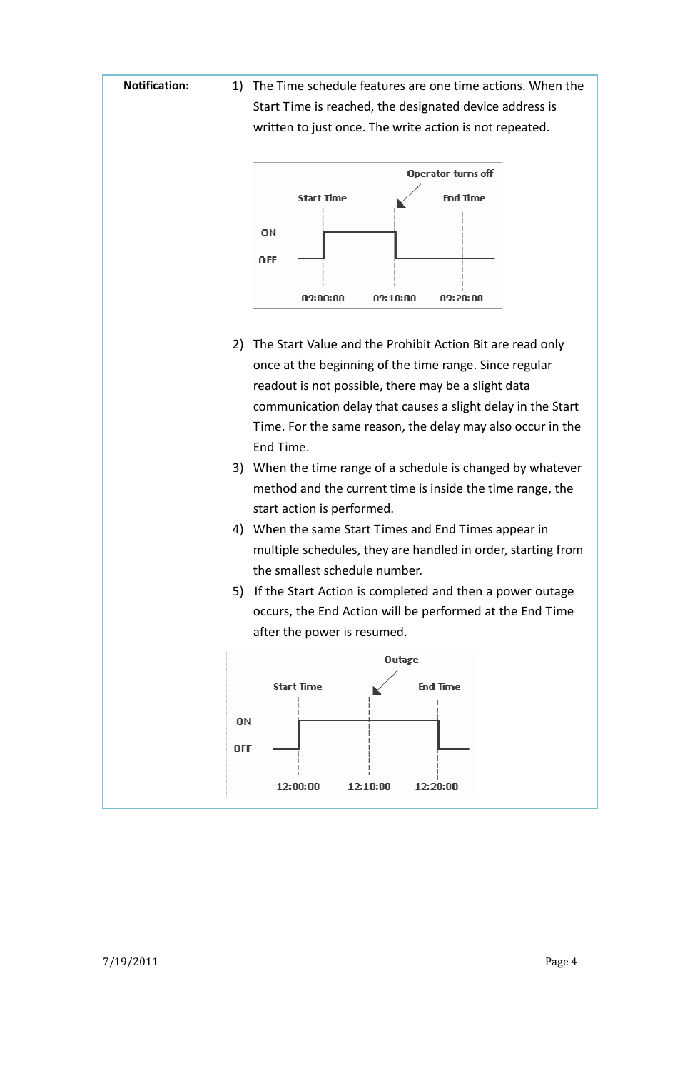**Notification:**

1) The Time schedule features are one time actions. When the Start Time is reached, the designated device address is written to just once. The write action is not repeated.

Operator turns off

Start Time | End Time

ON

OFF

09:00:00 | 09:10:00 | 09:20:00

2) The Start Value and the Prohibit Action Bit are read only once at the beginning of the time range. Since regular readout is not possible, there may be a slight data communication delay that causes a slight delay in the Start Time. For the same reason, the delay may also occur in the End Time.
3) When the time range of a schedule is changed by whatever method and the current time is inside the time range, the start action is performed.
4) When the same Start Times and End Times appear in multiple schedules, they are handled in order, starting from the smallest schedule number.
5) If the Start Action is completed and then a power outage occurs, the End Action will be performed at the End Time after the power is resumed.

Outage

Start Time | End Time

ON

OFF

12:00:00 | 12:10:00 | 12:20:00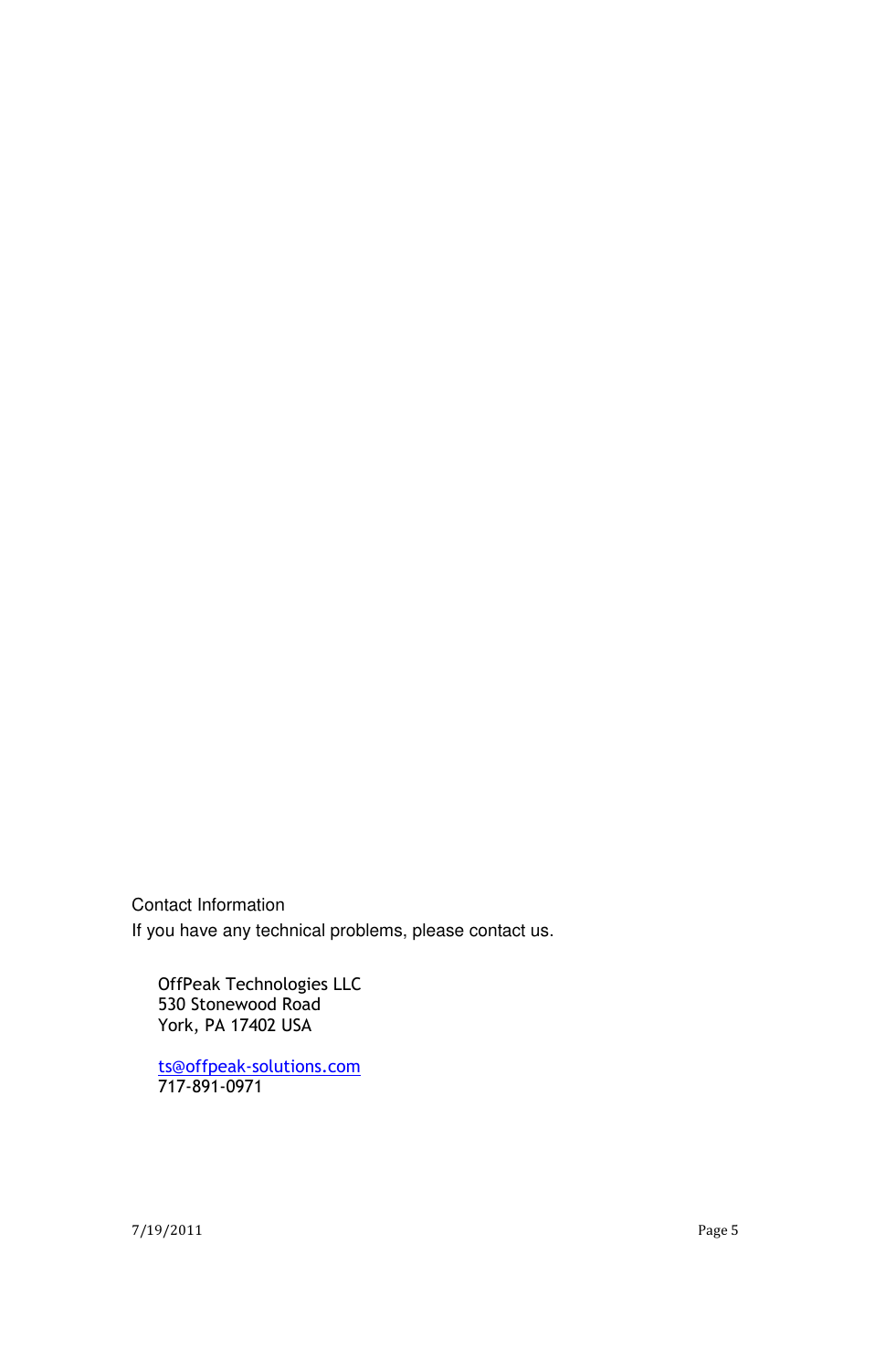Contact Information

If you have any technical problems, please contact us.

OffPeak Technologies LLC  
530 Stonewood Road  
York, PA 17402 USA

ts@offpeak-solutions.com  
717-891-0971